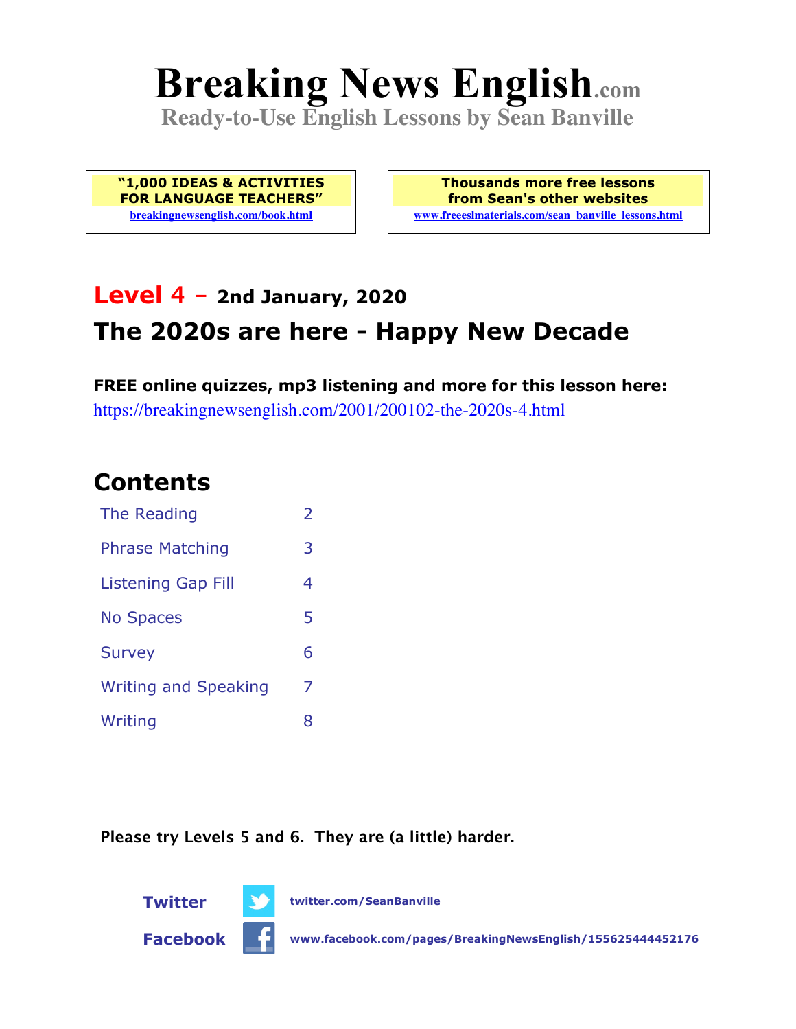# Breaking News English.com

**Ready-to-Use English Lessons by Sean Banville**

**"1,000 IDEAS & ACTIVITIES FOR LANGUAGE TEACHERS"**
breakingnewsenglish.com/book.html

**Thousands more free lessons from Sean's other websites**
www.freeeslmaterials.com/sean_banville_lessons.html

## Level 4 – 2nd January, 2020

## The 2020s are here - Happy New Decade

**FREE online quizzes, mp3 listening and more for this lesson here:**
https://breakingnewsenglish.com/2001/200102-the-2020s-4.html

## Contents

| | |
|---|---|
| The Reading | 2 |
| Phrase Matching | 3 |
| Listening Gap Fill | 4 |
| No Spaces | 5 |
| Survey | 6 |
| Writing and Speaking | 7 |
| Writing | 8 |

**Please try Levels 5 and 6. They are (a little) harder.**

**Twitter** twitter.com/SeanBanville

**Facebook** www.facebook.com/pages/BreakingNewsEnglish/155625444452176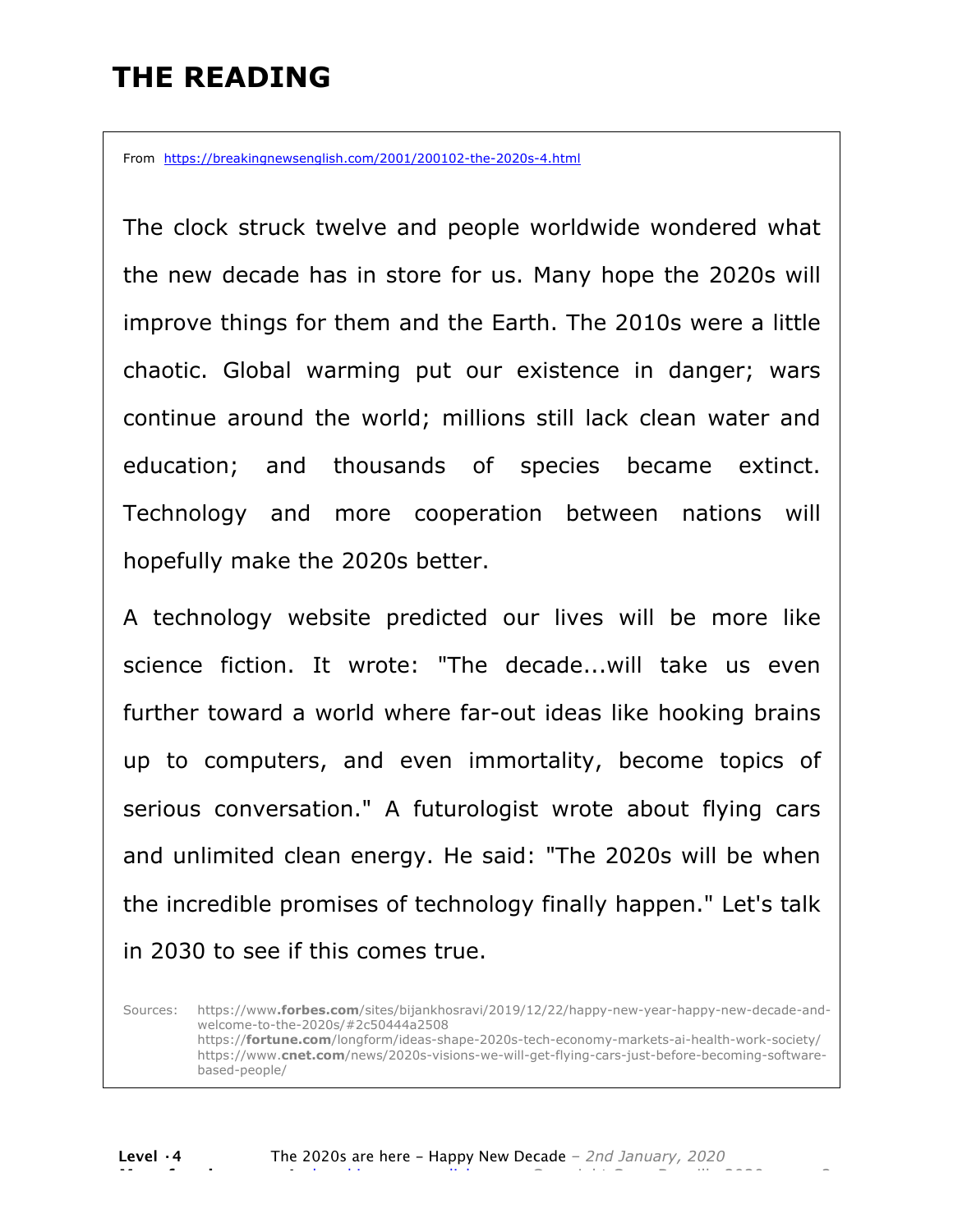# THE READING

From https://breakingnewsenglish.com/2001/200102-the-2020s-4.html

The clock struck twelve and people worldwide wondered what the new decade has in store for us. Many hope the 2020s will improve things for them and the Earth. The 2010s were a little chaotic. Global warming put our existence in danger; wars continue around the world; millions still lack clean water and education; and thousands of species became extinct. Technology and more cooperation between nations will hopefully make the 2020s better.

A technology website predicted our lives will be more like science fiction. It wrote: "The decade...will take us even further toward a world where far-out ideas like hooking brains up to computers, and even immortality, become topics of serious conversation." A futurologist wrote about flying cars and unlimited clean energy. He said: "The 2020s will be when the incredible promises of technology finally happen." Let's talk in 2030 to see if this comes true.

Sources: https://www.forbes.com/sites/bijankhosravi/2019/12/22/happy-new-year-happy-new-decade-and-welcome-to-the-2020s/#2c50444a2508
https://fortune.com/longform/ideas-shape-2020s-tech-economy-markets-ai-health-work-society/
https://www.cnet.com/news/2020s-visions-we-will-get-flying-cars-just-before-becoming-software-based-people/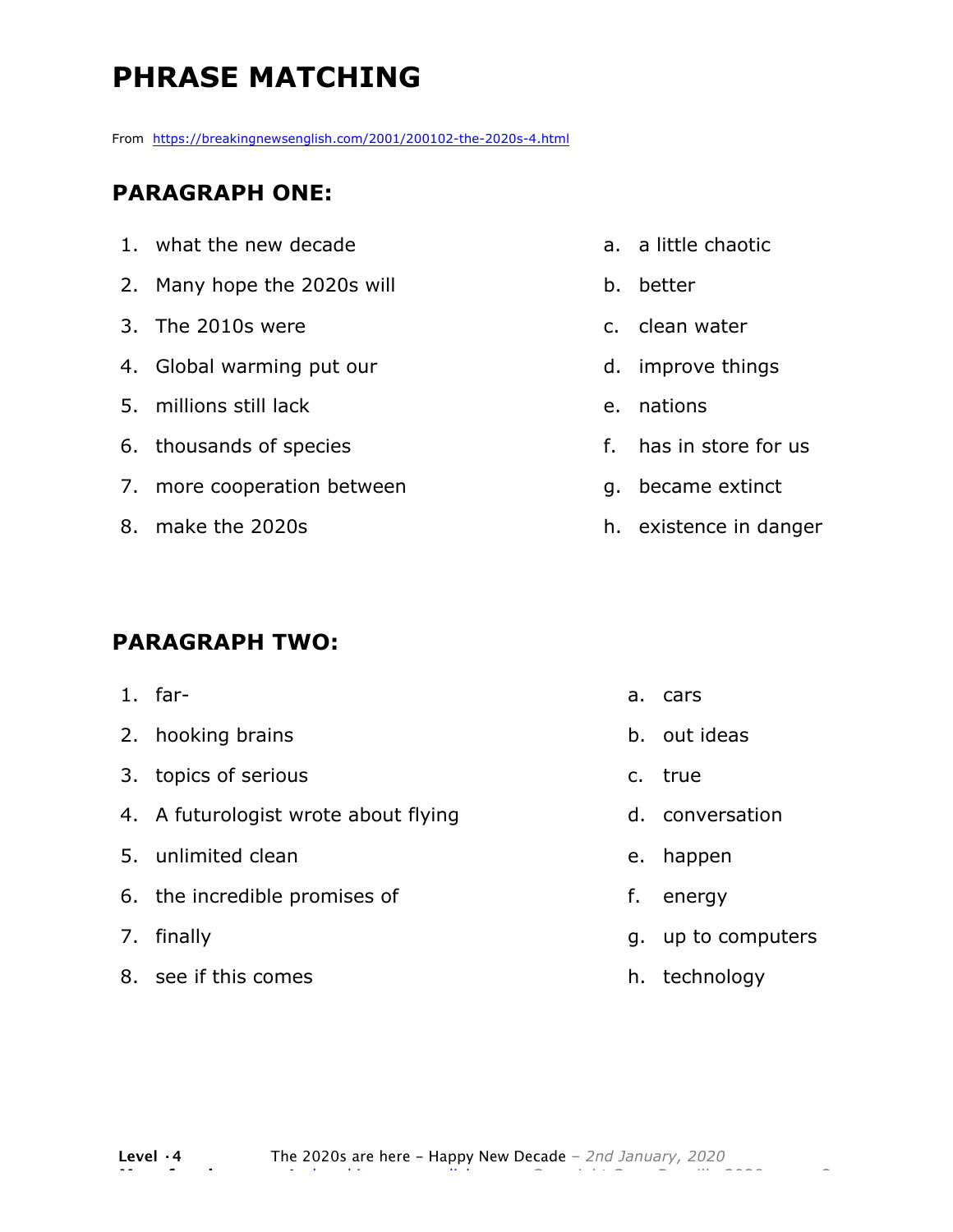# PHRASE MATCHING

From https://breakingnewsenglish.com/2001/200102-the-2020s-4.html

## PARAGRAPH ONE:

| | |
|---|---|
| 1. what the new decade | a. a little chaotic |
| 2. Many hope the 2020s will | b. better |
| 3. The 2010s were | c. clean water |
| 4. Global warming put our | d. improve things |
| 5. millions still lack | e. nations |
| 6. thousands of species | f. has in store for us |
| 7. more cooperation between | g. became extinct |
| 8. make the 2020s | h. existence in danger |

## PARAGRAPH TWO:

| | |
|---|---|
| 1. far- | a. cars |
| 2. hooking brains | b. out ideas |
| 3. topics of serious | c. true |
| 4. A futurologist wrote about flying | d. conversation |
| 5. unlimited clean | e. happen |
| 6. the incredible promises of | f. energy |
| 7. finally | g. up to computers |
| 8. see if this comes | h. technology |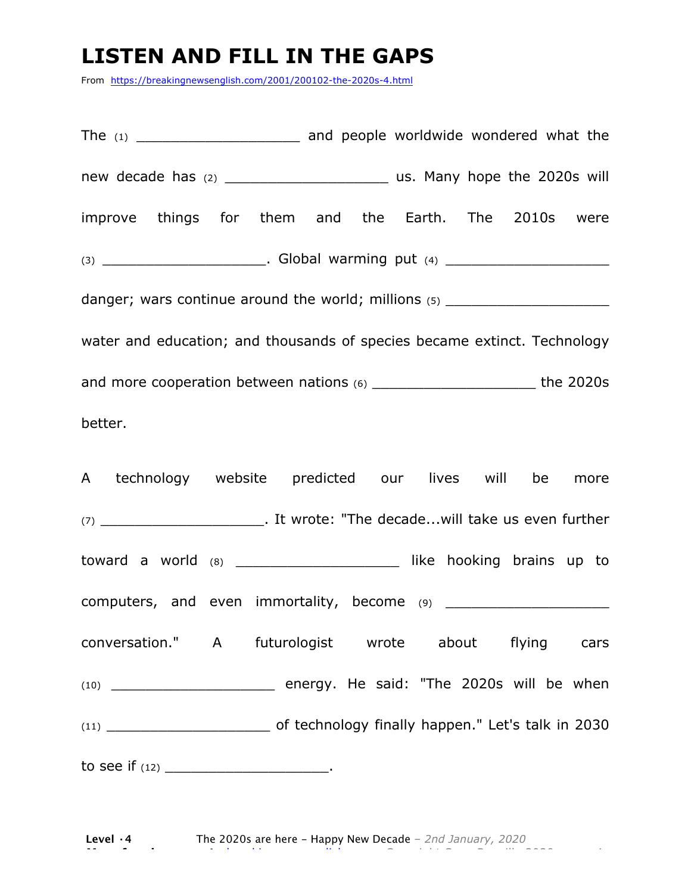# LISTEN AND FILL IN THE GAPS

From https://breakingnewsenglish.com/2001/200102-the-2020s-4.html

The (1) ___________________ and people worldwide wondered what the new decade has (2) ___________________ us. Many hope the 2020s will improve things for them and the Earth. The 2010s were (3) ___________________. Global warming put (4) ___________________ danger; wars continue around the world; millions (5) ___________________ water and education; and thousands of species became extinct. Technology and more cooperation between nations (6) ___________________ the 2020s better.

A technology website predicted our lives will be more (7) ___________________. It wrote: "The decade...will take us even further toward a world (8) ___________________ like hooking brains up to computers, and even immortality, become (9) ___________________ conversation." A futurologist wrote about flying cars (10) ___________________ energy. He said: "The 2020s will be when (11) ___________________ of technology finally happen." Let's talk in 2030 to see if (12) ___________________.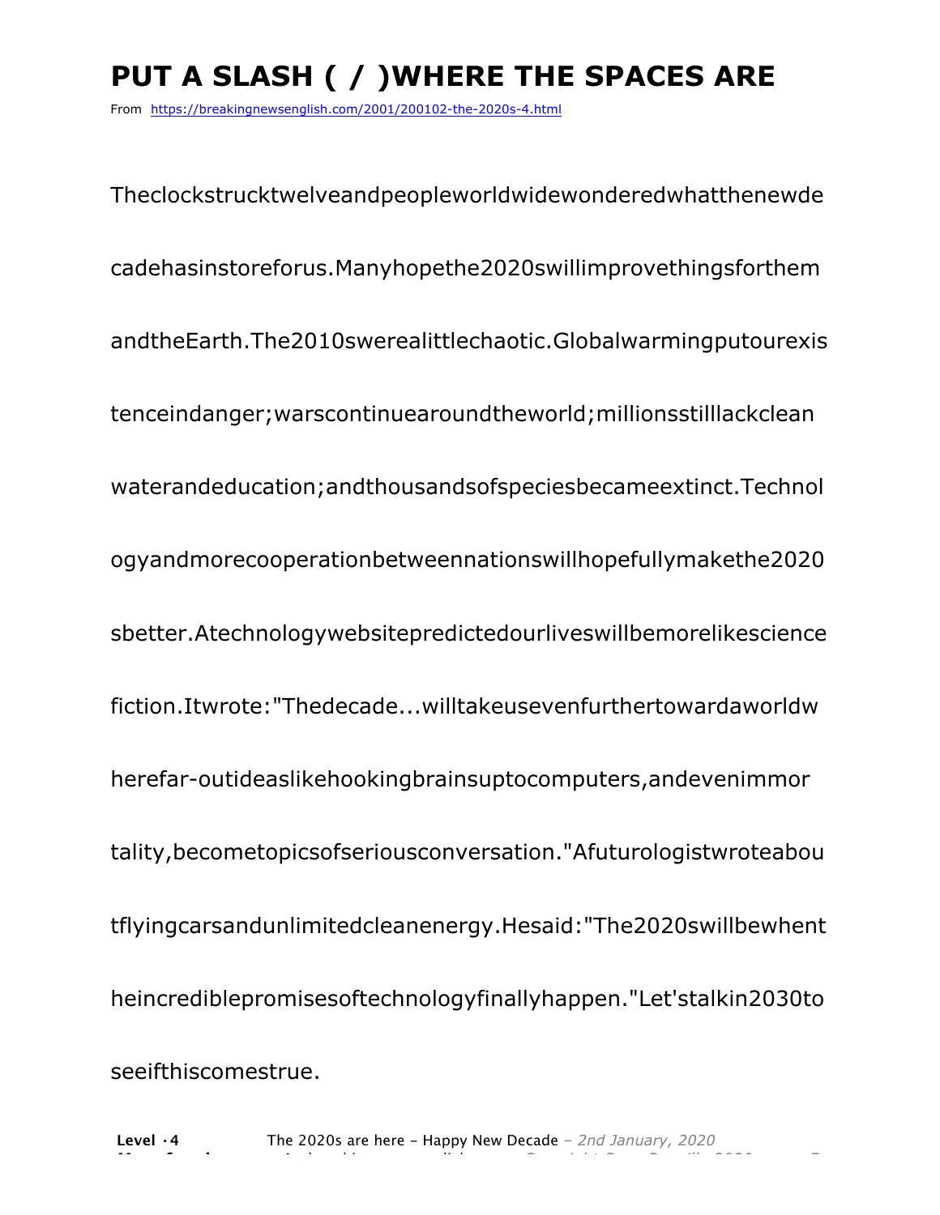# PUT A SLASH ( / )WHERE THE SPACES ARE

From https://breakingnewsenglish.com/2001/200102-the-2020s-4.html

Theclockstrucktwelveandpeopleworldwidewonderedwhatthenewde

cadehasinstoreforus.Manyhopethe2020swillimprovethingsforthem

andtheEarth.The2010swerealittlechaotic.Globalwarmingputourexis

tenceindanger;warscontinuearoundtheworld;millionsstilllackclean

waterandeducation;andthousandsofspeciesbecameextinct.Technol

ogyandmorecooperationbetweennationswillhopefullymakethe2020

sbetter.Atechnologywebsitepredictedourliveswillbemorelikescience

fiction.Itwrote:"Thedecade...willtakeusevenfurthertowardaworldw

herefar-outideaslikehookingbrainsuptocomputers,andevenimmor

tality,becometopicsofseriousconversation."Afuturologistwroteabou

tflyingcarsandunlimitedcleanenergy.Hesaid:"The2020swillbewhent

heincrediblepromisesoftechnologyfinallyhappen."Let'stalkin2030to

seeifthiscomestrue.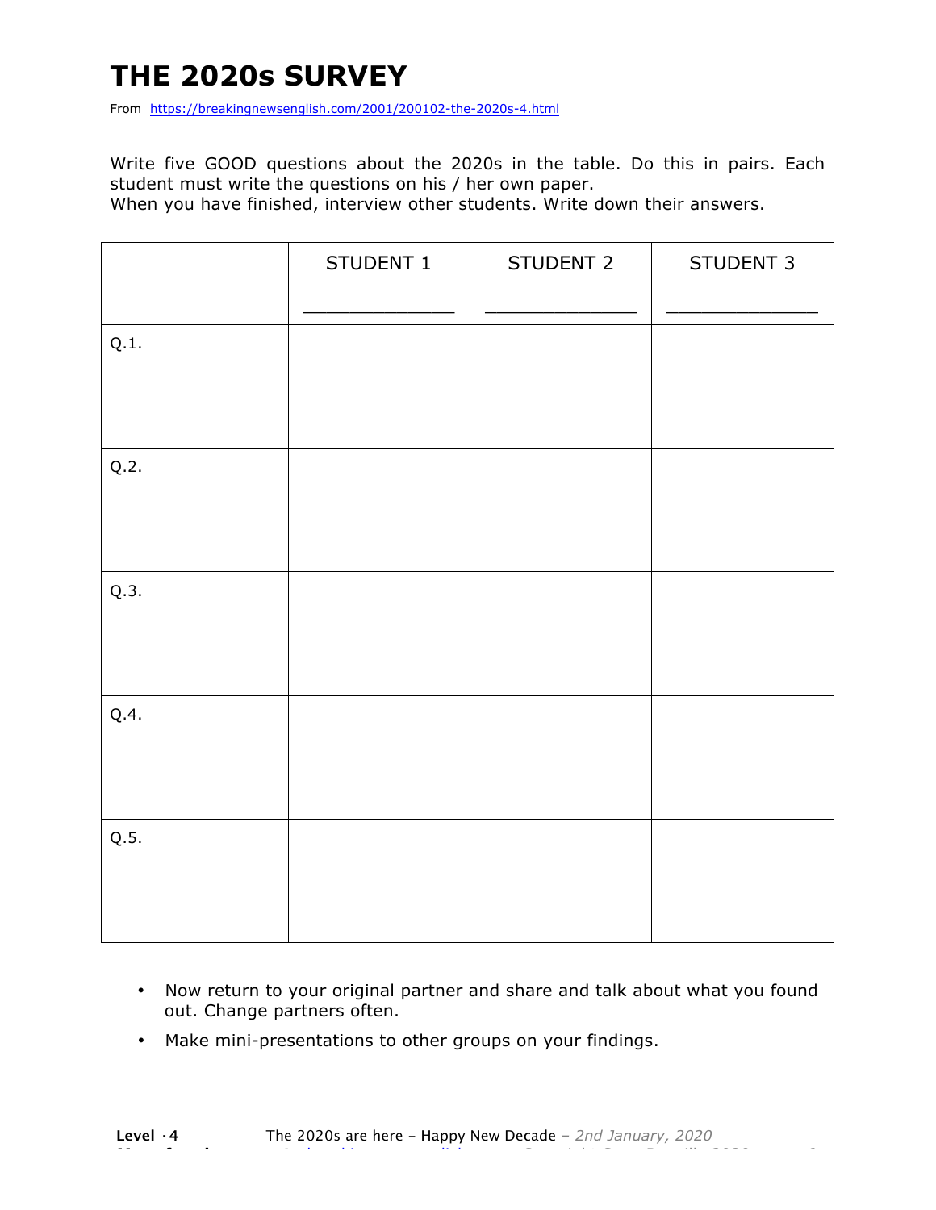# THE 2020s SURVEY

From https://breakingnewsenglish.com/2001/200102-the-2020s-4.html

Write five GOOD questions about the 2020s in the table. Do this in pairs. Each student must write the questions on his / her own paper.
When you have finished, interview other students. Write down their answers.

| | STUDENT 1 _______________ | STUDENT 2 _______________ | STUDENT 3 _______________ |
|---|---|---|---|
| Q.1. | | | |
| Q.2. | | | |
| Q.3. | | | |
| Q.4. | | | |
| Q.5. | | | |

- Now return to your original partner and share and talk about what you found out. Change partners often.
- Make mini-presentations to other groups on your findings.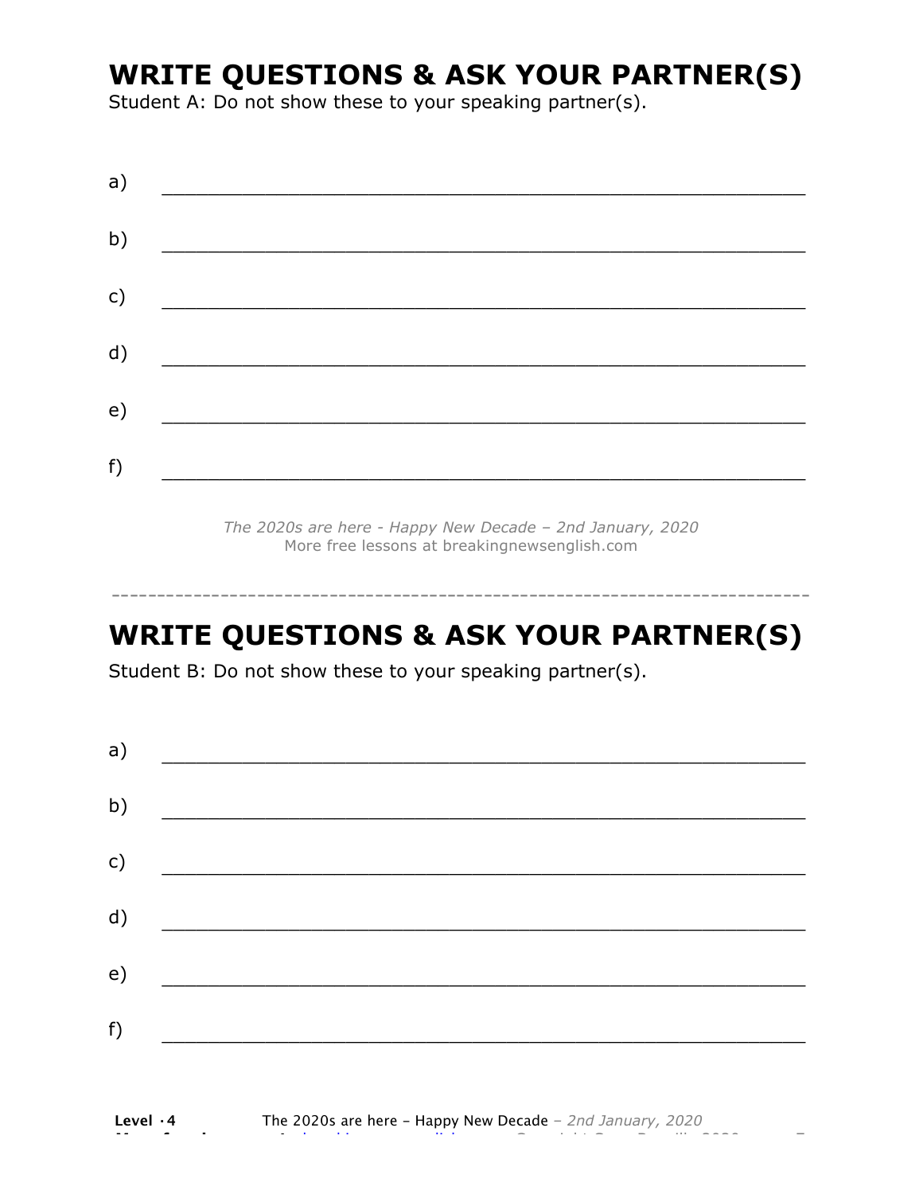# WRITE QUESTIONS & ASK YOUR PARTNER(S)

Student A: Do not show these to your speaking partner(s).

a) \_\_\_\_\_\_\_\_\_\_\_\_\_\_\_\_\_\_\_\_\_\_\_\_\_\_\_\_\_\_\_\_\_\_\_\_\_\_\_\_\_\_\_\_\_\_\_\_\_\_\_\_

b) \_\_\_\_\_\_\_\_\_\_\_\_\_\_\_\_\_\_\_\_\_\_\_\_\_\_\_\_\_\_\_\_\_\_\_\_\_\_\_\_\_\_\_\_\_\_\_\_\_\_\_\_

c) \_\_\_\_\_\_\_\_\_\_\_\_\_\_\_\_\_\_\_\_\_\_\_\_\_\_\_\_\_\_\_\_\_\_\_\_\_\_\_\_\_\_\_\_\_\_\_\_\_\_\_\_

d) \_\_\_\_\_\_\_\_\_\_\_\_\_\_\_\_\_\_\_\_\_\_\_\_\_\_\_\_\_\_\_\_\_\_\_\_\_\_\_\_\_\_\_\_\_\_\_\_\_\_\_\_

e) \_\_\_\_\_\_\_\_\_\_\_\_\_\_\_\_\_\_\_\_\_\_\_\_\_\_\_\_\_\_\_\_\_\_\_\_\_\_\_\_\_\_\_\_\_\_\_\_\_\_\_\_

f) \_\_\_\_\_\_\_\_\_\_\_\_\_\_\_\_\_\_\_\_\_\_\_\_\_\_\_\_\_\_\_\_\_\_\_\_\_\_\_\_\_\_\_\_\_\_\_\_\_\_\_\_

*The 2020s are here - Happy New Decade – 2nd January, 2020*
More free lessons at breakingnewsenglish.com

---

# WRITE QUESTIONS & ASK YOUR PARTNER(S)

Student B: Do not show these to your speaking partner(s).

a) \_\_\_\_\_\_\_\_\_\_\_\_\_\_\_\_\_\_\_\_\_\_\_\_\_\_\_\_\_\_\_\_\_\_\_\_\_\_\_\_\_\_\_\_\_\_\_\_\_\_\_\_

b) \_\_\_\_\_\_\_\_\_\_\_\_\_\_\_\_\_\_\_\_\_\_\_\_\_\_\_\_\_\_\_\_\_\_\_\_\_\_\_\_\_\_\_\_\_\_\_\_\_\_\_\_

c) \_\_\_\_\_\_\_\_\_\_\_\_\_\_\_\_\_\_\_\_\_\_\_\_\_\_\_\_\_\_\_\_\_\_\_\_\_\_\_\_\_\_\_\_\_\_\_\_\_\_\_\_

d) \_\_\_\_\_\_\_\_\_\_\_\_\_\_\_\_\_\_\_\_\_\_\_\_\_\_\_\_\_\_\_\_\_\_\_\_\_\_\_\_\_\_\_\_\_\_\_\_\_\_\_\_

e) \_\_\_\_\_\_\_\_\_\_\_\_\_\_\_\_\_\_\_\_\_\_\_\_\_\_\_\_\_\_\_\_\_\_\_\_\_\_\_\_\_\_\_\_\_\_\_\_\_\_\_\_

f) \_\_\_\_\_\_\_\_\_\_\_\_\_\_\_\_\_\_\_\_\_\_\_\_\_\_\_\_\_\_\_\_\_\_\_\_\_\_\_\_\_\_\_\_\_\_\_\_\_\_\_\_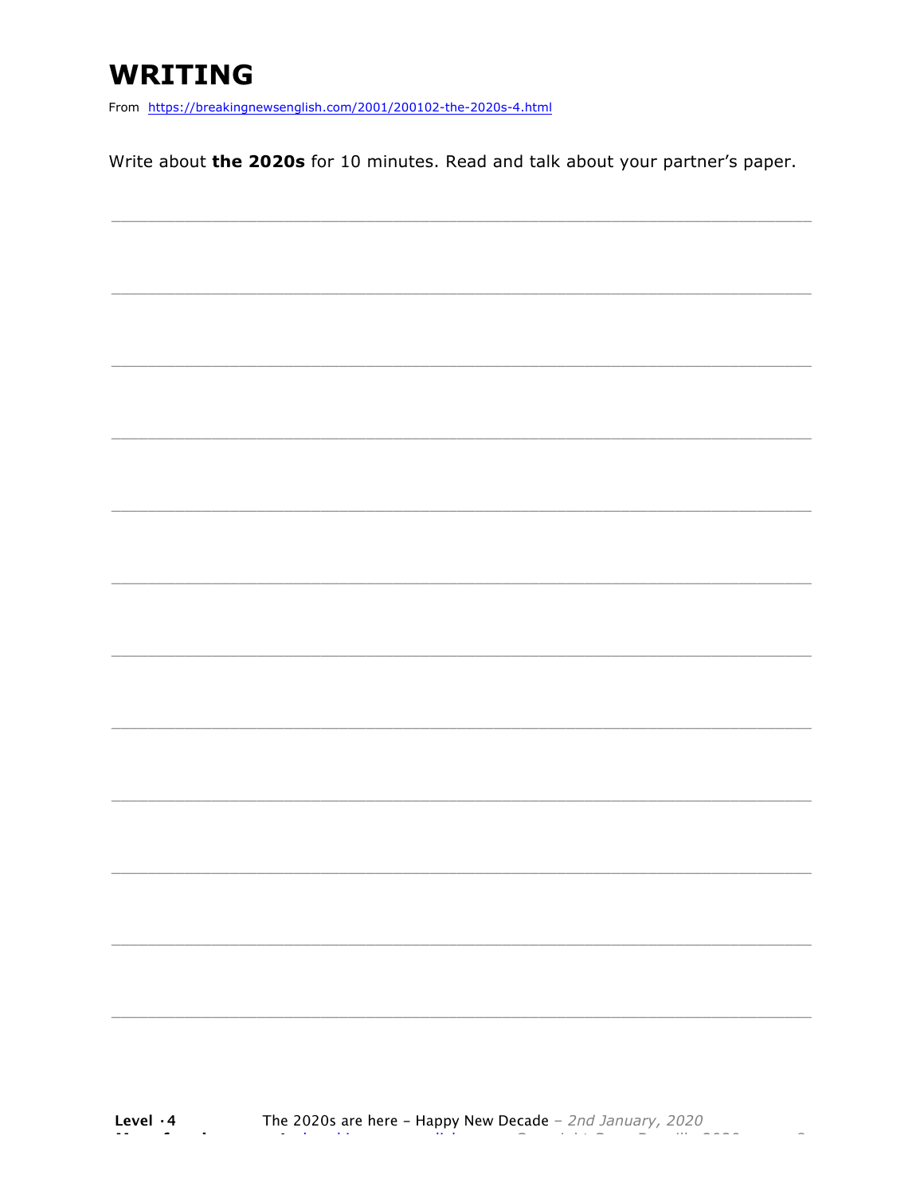# WRITING

From https://breakingnewsenglish.com/2001/200102-the-2020s-4.html

Write about **the 2020s** for 10 minutes. Read and talk about your partner's paper.